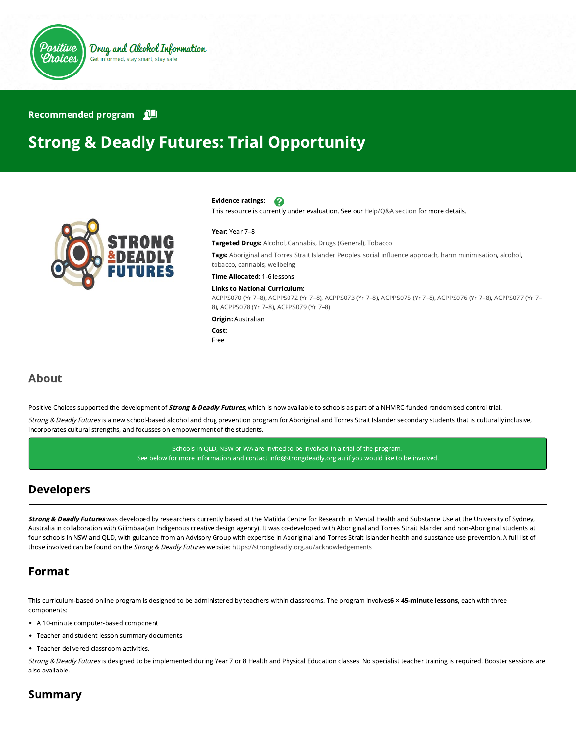Positive Choices — Drug and Alcohol Information — Get informed, stay smart, stay safe

Recommended program

# Strong & Deadly Futures: Trial Opportunity

**Evidence ratings:**
This resource is currently under evaluation. See our Help/Q&A section for more details.

**Year:** Year 7–8

**Targeted Drugs:** Alcohol, Cannabis, Drugs (General), Tobacco

**Tags:** Aboriginal and Torres Strait Islander Peoples, social influence approach, harm minimisation, alcohol, tobacco, cannabis, wellbeing

**Time Allocated:** 1-6 lessons

**Links to National Curriculum:**
ACPPS070 (Yr 7–8), ACPPS072 (Yr 7–8), ACPPS073 (Yr 7–8), ACPPS075 (Yr 7–8), ACPPS076 (Yr 7–8), ACPPS077 (Yr 7–8), ACPPS078 (Yr 7–8), ACPPS079 (Yr 7–8)

**Origin:** Australian

**Cost:**
Free

## About

Positive Choices supported the development of ***Strong & Deadly Futures***, which is now available to schools as part of a NHMRC-funded randomised control trial.

*Strong & Deadly Futures* is a new school-based alcohol and drug prevention program for Aboriginal and Torres Strait Islander secondary students that is culturally inclusive, incorporates cultural strengths, and focusses on empowerment of the students.

Schools in QLD, NSW or WA are invited to be involved in a trial of the program.
See below for more information and contact info@strongdeadly.org.au if you would like to be involved.

## Developers

***Strong & Deadly Futures*** was developed by researchers currently based at the Matilda Centre for Research in Mental Health and Substance Use at the University of Sydney, Australia in collaboration with Gilimbaa (an Indigenous creative design agency). It was co-developed with Aboriginal and Torres Strait Islander and non-Aboriginal students at four schools in NSW and QLD, with guidance from an Advisory Group with expertise in Aboriginal and Torres Strait Islander health and substance use prevention. A full list of those involved can be found on the *Strong & Deadly Futures* website: https://strongdeadly.org.au/acknowledgements

## Format

This curriculum-based online program is designed to be administered by teachers within classrooms. The program involves **6 × 45-minute lessons**, each with three components:

- A 10-minute computer-based component
- Teacher and student lesson summary documents
- Teacher delivered classroom activities.

*Strong & Deadly Futures* is designed to be implemented during Year 7 or 8 Health and Physical Education classes. No specialist teacher training is required. Booster sessions are also available.

## Summary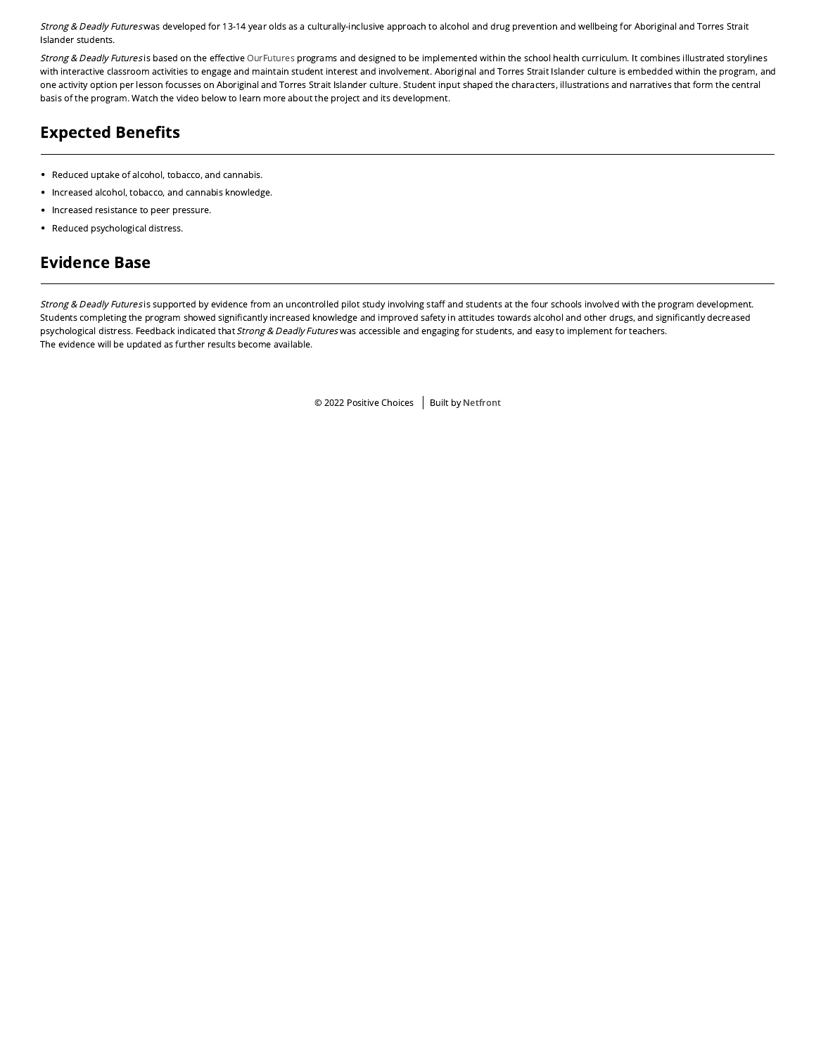*Strong & Deadly Futures* was developed for 13-14 year olds as a culturally-inclusive approach to alcohol and drug prevention and wellbeing for Aboriginal and Torres Strait Islander students.

*Strong & Deadly Futures* is based on the effective OurFutures programs and designed to be implemented within the school health curriculum. It combines illustrated storylines with interactive classroom activities to engage and maintain student interest and involvement. Aboriginal and Torres Strait Islander culture is embedded within the program, and one activity option per lesson focusses on Aboriginal and Torres Strait Islander culture. Student input shaped the characters, illustrations and narratives that form the central basis of the program. Watch the video below to learn more about the project and its development.

## Expected Benefits

- Reduced uptake of alcohol, tobacco, and cannabis.
- Increased alcohol, tobacco, and cannabis knowledge.
- Increased resistance to peer pressure.
- Reduced psychological distress.

## Evidence Base

*Strong & Deadly Futures* is supported by evidence from an uncontrolled pilot study involving staff and students at the four schools involved with the program development. Students completing the program showed significantly increased knowledge and improved safety in attitudes towards alcohol and other drugs, and significantly decreased psychological distress. Feedback indicated that *Strong & Deadly Futures* was accessible and engaging for students, and easy to implement for teachers.
The evidence will be updated as further results become available.